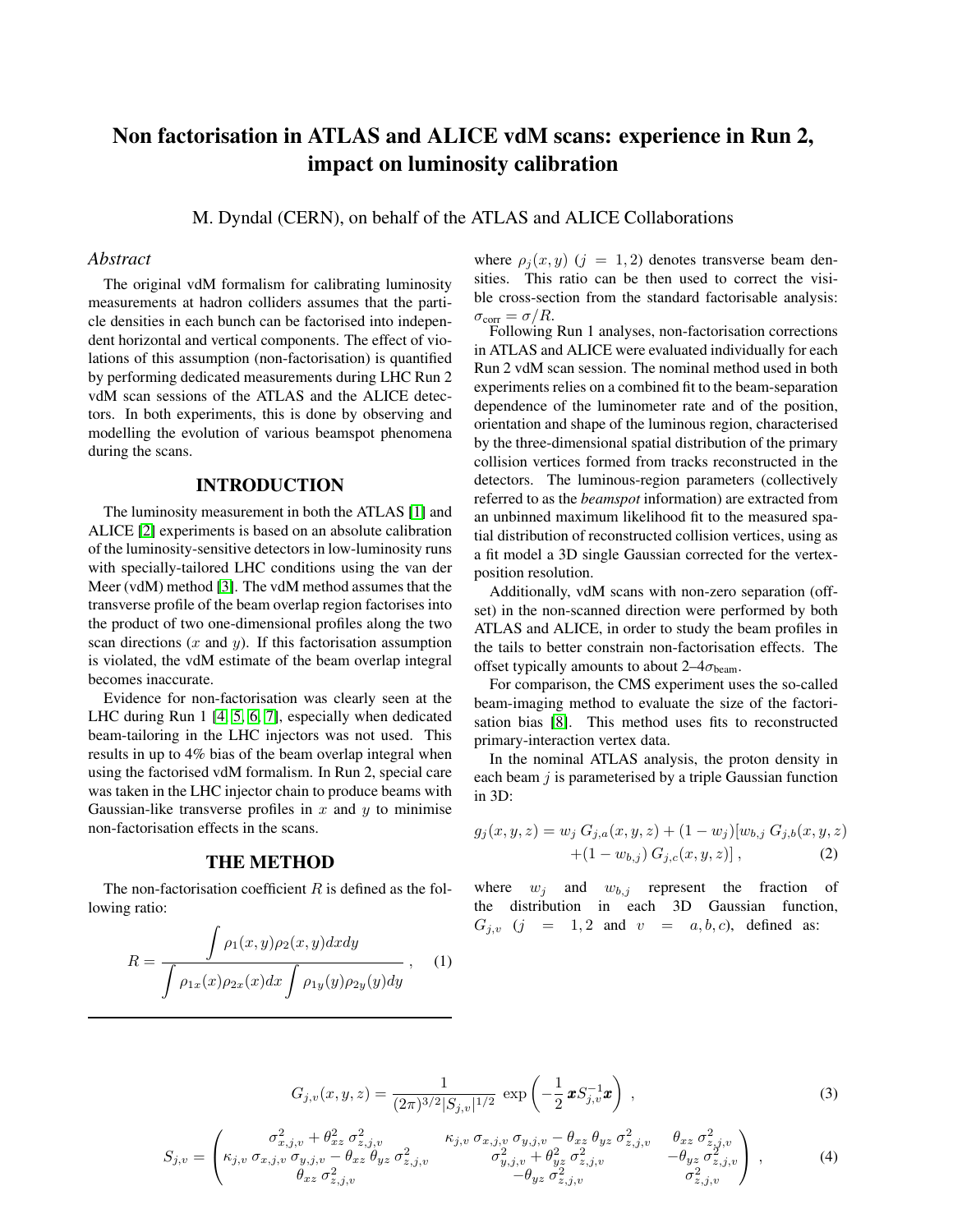# Non factorisation in ATLAS and ALICE vdM scans: experience in Run 2, impact on luminosity calibration

M. Dyndal (CERN), on behalf of the ATLAS and ALICE Collaborations

### *Abstract*

The original vdM formalism for calibrating luminosity measurements at hadron colliders assumes that the particle densities in each bunch can be factorised into independent horizontal and vertical components. The effect of violations of this assumption (non-factorisation) is quantified by performing dedicated measurements during LHC Run 2 vdM scan sessions of the ATLAS and the ALICE detectors. In both experiments, this is done by observing and modelling the evolution of various beamspot phenomena during the scans.

## INTRODUCTION

The luminosity measurement in both the ATLAS [1] and ALICE [2] experiments is based on an absolute calibration of the luminosity-sensitive detectors in low-luminosity runs with specially-tailored LHC conditions using the van der Meer (vdM) method [3]. The vdM method assumes that the transverse profile of the beam overlap region factorises into the product of two one-dimensional profiles along the two scan directions ($x$ and $y$). If this factorisation assumption is violated, the vdM estimate of the beam overlap integral becomes inaccurate.

Evidence for non-factorisation was clearly seen at the LHC during Run 1 [4, 5, 6, 7], especially when dedicated beam-tailoring in the LHC injectors was not used. This results in up to 4% bias of the beam overlap integral when using the factorised vdM formalism. In Run 2, special care was taken in the LHC injector chain to produce beams with Gaussian-like transverse profiles in $x$ and $y$ to minimise non-factorisation effects in the scans.

## THE METHOD

The non-factorisation coefficient $R$ is defined as the following ratio:

$$R = \frac{\displaystyle\int \rho_1(x,y)\rho_2(x,y)dxdy}{\displaystyle\int \rho_{1x}(x)\rho_{2x}(x)dx \int \rho_{1y}(y)\rho_{2y}(y)dy} \,, \qquad (1)$$

where $\rho_j(x,y)$ $(j = 1,2)$ denotes transverse beam densities. This ratio can be then used to correct the visible cross-section from the standard factorisable analysis: $\sigma_{\text{corr}} = \sigma/R$.

Following Run 1 analyses, non-factorisation corrections in ATLAS and ALICE were evaluated individually for each Run 2 vdM scan session. The nominal method used in both experiments relies on a combined fit to the beam-separation dependence of the luminometer rate and of the position, orientation and shape of the luminous region, characterised by the three-dimensional spatial distribution of the primary collision vertices formed from tracks reconstructed in the detectors. The luminous-region parameters (collectively referred to as the *beamspot* information) are extracted from an unbinned maximum likelihood fit to the measured spatial distribution of reconstructed collision vertices, using as a fit model a 3D single Gaussian corrected for the vertex-position resolution.

Additionally, vdM scans with non-zero separation (offset) in the non-scanned direction were performed by both ATLAS and ALICE, in order to study the beam profiles in the tails to better constrain non-factorisation effects. The offset typically amounts to about 2–4$\sigma_{\text{beam}}$.

For comparison, the CMS experiment uses the so-called beam-imaging method to evaluate the size of the factorisation bias [8]. This method uses fits to reconstructed primary-interaction vertex data.

In the nominal ATLAS analysis, the proton density in each beam $j$ is parameterised by a triple Gaussian function in 3D:

$$\begin{aligned} g_j(x,y,z) = w_j\, G_{j,a}(x,y,z) + (1-w_j)[w_{b,j}\, G_{j,b}(x,y,z) \\ +(1-w_{b,j})\, G_{j,c}(x,y,z)] \,, \end{aligned} \qquad (2)$$

where $w_j$ and $w_{b,j}$ represent the fraction of the distribution in each 3D Gaussian function, $G_{j,v}$ $(j = 1,2$ and $v = a,b,c)$, defined as:

$$G_{j,v}(x,y,z) = \frac{1}{(2\pi)^{3/2}|S_{j,v}|^{1/2}} \exp\left(-\frac{1}{2}\,\boldsymbol{x} S_{j,v}^{-1}\boldsymbol{x}\right) \,, \qquad (3)$$

$$S_{j,v} = \begin{pmatrix} \sigma^2_{x,j,v} + \theta^2_{xz}\,\sigma^2_{z,j,v} & \kappa_{j,v}\,\sigma_{x,j,v}\,\sigma_{y,j,v} - \theta_{xz}\,\theta_{yz}\,\sigma^2_{z,j,v} & \theta_{xz}\,\sigma^2_{z,j,v} \\ \kappa_{j,v}\,\sigma_{x,j,v}\,\sigma_{y,j,v} - \theta_{xz}\,\theta_{yz}\,\sigma^2_{z,j,v} & \sigma^2_{y,j,v} + \theta^2_{yz}\,\sigma^2_{z,j,v} & -\theta_{yz}\,\sigma^2_{z,j,v} \\ \theta_{xz}\,\sigma^2_{z,j,v} & -\theta_{yz}\,\sigma^2_{z,j,v} & \sigma^2_{z,j,v} \end{pmatrix} \,, \qquad (4)$$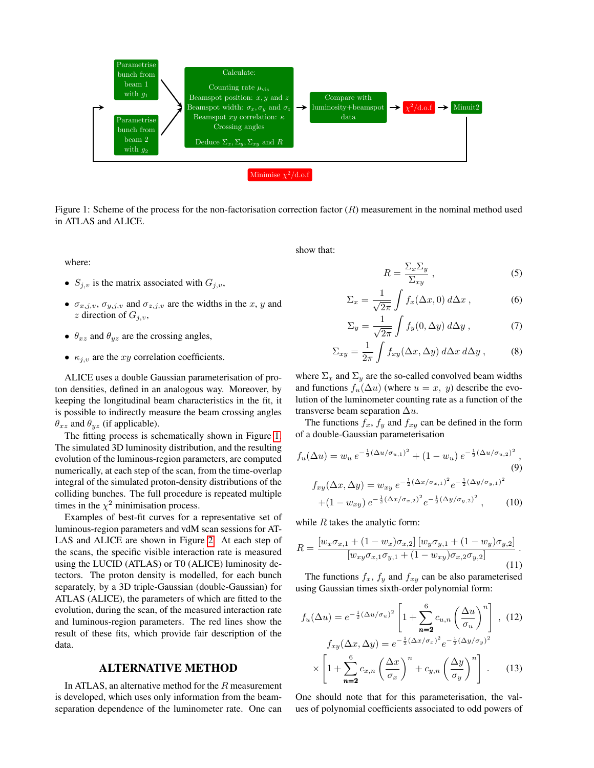Parametrise bunch from beam 1 with $g_1$

Parametrise bunch from beam 2 with $g_2$

Calculate:

Counting rate $\mu_{\text{vis}}$
Beamspot position: $x, y$ and $z$
Beamspot width: $\sigma_x, \sigma_y$ and $\sigma_z$
Beamspot $xy$ correlation: $\kappa$
Crossing angles

Deduce $\Sigma_x, \Sigma_y, \Sigma_{xy}$ and $R$

Compare with luminosity+beamspot data

$\chi^2$/d.o.f

Minuit2

Minimise $\chi^2$/d.o.f

Figure 1: Scheme of the process for the non-factorisation correction factor ($R$) measurement in the nominal method used in ATLAS and ALICE.

where:

- $S_{j,v}$ is the matrix associated with $G_{j,v}$,
- $\sigma_{x,j,v}$, $\sigma_{y,j,v}$ and $\sigma_{z,j,v}$ are the widths in the $x$, $y$ and $z$ direction of $G_{j,v}$,
- $\theta_{xz}$ and $\theta_{yz}$ are the crossing angles,
- $\kappa_{j,v}$ are the $xy$ correlation coefficients.

ALICE uses a double Gaussian parameterisation of proton densities, defined in an analogous way. Moreover, by keeping the longitudinal beam characteristics in the fit, it is possible to indirectly measure the beam crossing angles $\theta_{xz}$ and $\theta_{yz}$ (if applicable).

The fitting process is schematically shown in Figure 1. The simulated 3D luminosity distribution, and the resulting evolution of the luminous-region parameters, are computed numerically, at each step of the scan, from the time-overlap integral of the simulated proton-density distributions of the colliding bunches. The full procedure is repeated multiple times in the $\chi^2$ minimisation process.

Examples of best-fit curves for a representative set of luminous-region parameters and vdM scan sessions for ATLAS and ALICE are shown in Figure 2. At each step of the scans, the specific visible interaction rate is measured using the LUCID (ATLAS) or T0 (ALICE) luminosity detectors. The proton density is modelled, for each bunch separately, by a 3D triple-Gaussian (double-Gaussian) for ATLAS (ALICE), the parameters of which are fitted to the evolution, during the scan, of the measured interaction rate and luminous-region parameters. The red lines show the result of these fits, which provide fair description of the data.

## ALTERNATIVE METHOD

In ATLAS, an alternative method for the $R$ measurement is developed, which uses only information from the beam-separation dependence of the luminometer rate. One can show that:

$$R = \frac{\Sigma_x \Sigma_y}{\Sigma_{xy}} , \tag{5}$$

$$\Sigma_x = \frac{1}{\sqrt{2\pi}} \int f_x(\Delta x, 0)\, d\Delta x , \tag{6}$$

$$\Sigma_y = \frac{1}{\sqrt{2\pi}} \int f_y(0, \Delta y)\, d\Delta y , \tag{7}$$

$$\Sigma_{xy} = \frac{1}{2\pi} \int f_{xy}(\Delta x, \Delta y)\, d\Delta x\, d\Delta y , \tag{8}$$

where $\Sigma_x$ and $\Sigma_y$ are the so-called convolved beam widths and functions $f_u(\Delta u)$ (where $u = x,\ y$) describe the evolution of the luminometer counting rate as a function of the transverse beam separation $\Delta u$.

The functions $f_x$, $f_y$ and $f_{xy}$ can be defined in the form of a double-Gaussian parameterisation

$$f_u(\Delta u) = w_u\, e^{-\frac{1}{2}(\Delta u/\sigma_{u,1})^2} + (1 - w_u)\, e^{-\frac{1}{2}(\Delta u/\sigma_{u,2})^2} , \tag{9}$$

$$f_{xy}(\Delta x, \Delta y) = w_{xy}\, e^{-\frac{1}{2}(\Delta x/\sigma_{x,1})^2} e^{-\frac{1}{2}(\Delta y/\sigma_{y,1})^2} + (1 - w_{xy})\, e^{-\frac{1}{2}(\Delta x/\sigma_{x,2})^2} e^{-\frac{1}{2}(\Delta y/\sigma_{y,2})^2} , \tag{10}$$

while $R$ takes the analytic form:

$$R = \frac{[w_x \sigma_{x,1} + (1 - w_x)\sigma_{x,2}]\, [w_y \sigma_{y,1} + (1 - w_y)\sigma_{y,2}]}{[w_{xy}\sigma_{x,1}\sigma_{y,1} + (1 - w_{xy})\sigma_{x,2}\sigma_{y,2}]} . \tag{11}$$

The functions $f_x$, $f_y$ and $f_{xy}$ can be also parameterised using Gaussian times sixth-order polynomial form:

$$f_u(\Delta u) = e^{-\frac{1}{2}(\Delta u/\sigma_u)^2} \left[ 1 + \sum_{n=2}^{6} c_{u,n} \left( \frac{\Delta u}{\sigma_u} \right)^n \right] , \tag{12}$$

$$f_{xy}(\Delta x, \Delta y) = e^{-\frac{1}{2}(\Delta x/\sigma_x)^2} e^{-\frac{1}{2}(\Delta y/\sigma_y)^2} \times \left[ 1 + \sum_{n=2}^{6} c_{x,n} \left( \frac{\Delta x}{\sigma_x} \right)^n + c_{y,n} \left( \frac{\Delta y}{\sigma_y} \right)^n \right] . \tag{13}$$

One should note that for this parameterisation, the values of polynomial coefficients associated to odd powers of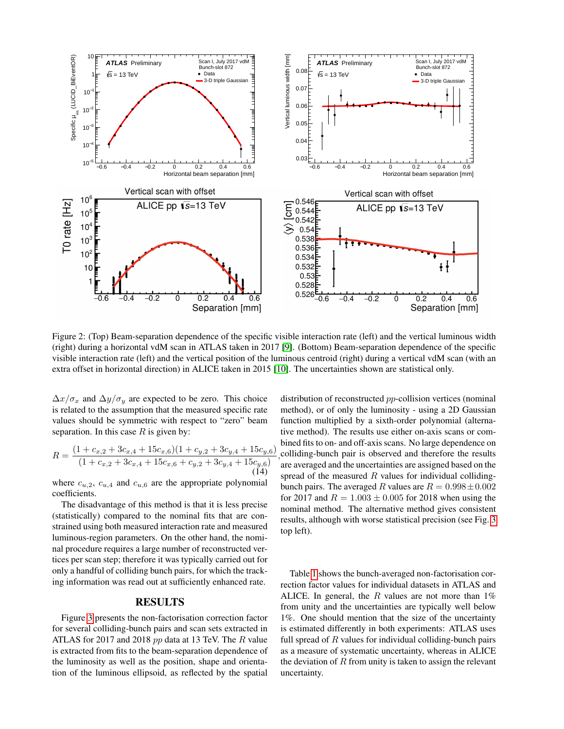Figure 2: (Top) Beam-separation dependence of the specific visible interaction rate (left) and the vertical luminous width (right) during a horizontal vdM scan in ATLAS taken in 2017 [9]. (Bottom) Beam-separation dependence of the specific visible interaction rate (left) and the vertical position of the luminous centroid (right) during a vertical vdM scan (with an extra offset in horizontal direction) in ALICE taken in 2015 [10]. The uncertainties shown are statistical only.

$\Delta x/\sigma_x$ and $\Delta y/\sigma_y$ are expected to be zero. This choice is related to the assumption that the measured specific rate values should be symmetric with respect to "zero" beam separation. In this case $R$ is given by:

$$R = \frac{(1 + c_{x,2} + 3c_{x,4} + 15c_{x,6})(1 + c_{y,2} + 3c_{y,4} + 15c_{y,6})}{(1 + c_{x,2} + 3c_{x,4} + 15c_{x,6} + c_{y,2} + 3c_{y,4} + 15c_{y,6})}, \tag{14}$$

where $c_{u,2}$, $c_{u,4}$ and $c_{u,6}$ are the appropriate polynomial coefficients.

The disadvantage of this method is that it is less precise (statistically) compared to the nominal fits that are constrained using both measured interaction rate and measured luminous-region parameters. On the other hand, the nominal procedure requires a large number of reconstructed vertices per scan step; therefore it was typically carried out for only a handful of colliding bunch pairs, for which the tracking information was read out at sufficiently enhanced rate.

## RESULTS

Figure 3 presents the non-factorisation correction factor for several colliding-bunch pairs and scan sets extracted in ATLAS for 2017 and 2018 $pp$ data at 13 TeV. The $R$ value is extracted from fits to the beam-separation dependence of the luminosity as well as the position, shape and orientation of the luminous ellipsoid, as reflected by the spatial distribution of reconstructed $pp$-collision vertices (nominal method), or of only the luminosity - using a 2D Gaussian function multiplied by a sixth-order polynomial (alternative method). The results use either on-axis scans or combined fits to on- and off-axis scans. No large dependence on colliding-bunch pair is observed and therefore the results are averaged and the uncertainties are assigned based on the spread of the measured $R$ values for individual colliding-bunch pairs. The averaged $R$ values are $R = 0.998 \pm 0.002$ for 2017 and $R = 1.003 \pm 0.005$ for 2018 when using the nominal method. The alternative method gives consistent results, although with worse statistical precision (see Fig. 3 top left).

Table 1 shows the bunch-averaged non-factorisation correction factor values for individual datasets in ATLAS and ALICE. In general, the $R$ values are not more than 1% from unity and the uncertainties are typically well below 1%. One should mention that the size of the uncertainty is estimated differently in both experiments: ATLAS uses full spread of $R$ values for individual colliding-bunch pairs as a measure of systematic uncertainty, whereas in ALICE the deviation of $R$ from unity is taken to assign the relevant uncertainty.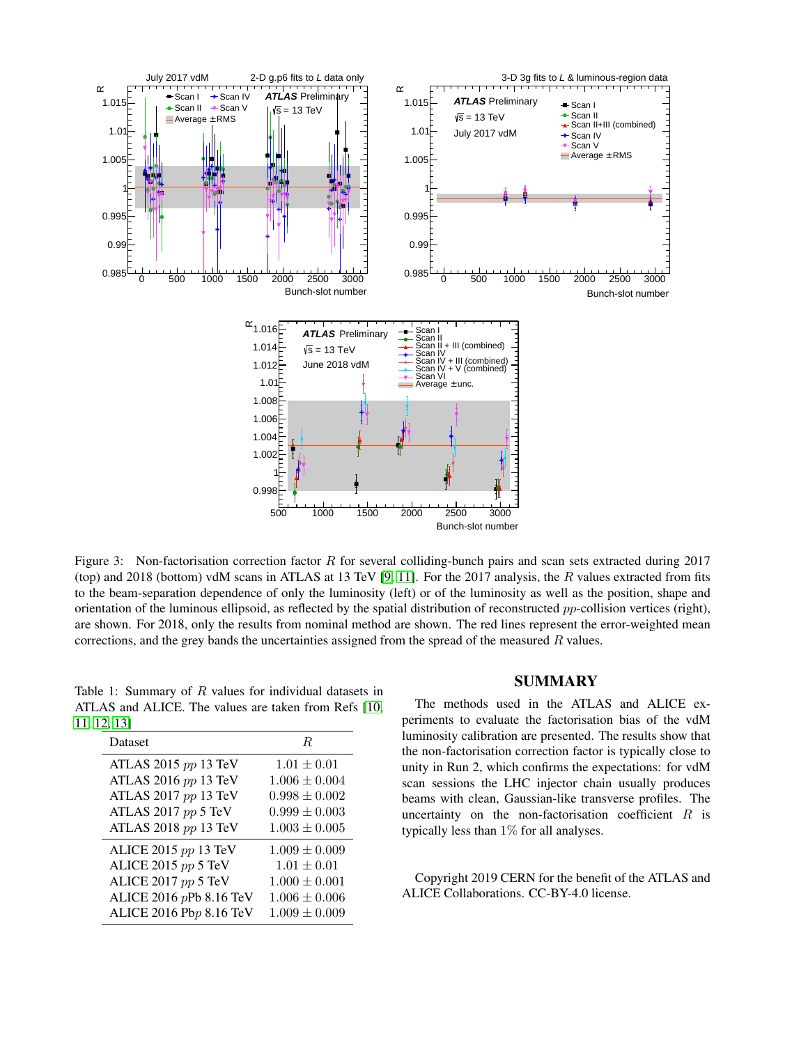Figure 3: Non-factorisation correction factor $R$ for several colliding-bunch pairs and scan sets extracted during 2017 (top) and 2018 (bottom) vdM scans in ATLAS at 13 TeV [9, 11]. For the 2017 analysis, the $R$ values extracted from fits to the beam-separation dependence of only the luminosity (left) or of the luminosity as well as the position, shape and orientation of the luminous ellipsoid, as reflected by the spatial distribution of reconstructed $pp$-collision vertices (right), are shown. For 2018, only the results from nominal method are shown. The red lines represent the error-weighted mean corrections, and the grey bands the uncertainties assigned from the spread of the measured $R$ values.

Table 1: Summary of $R$ values for individual datasets in ATLAS and ALICE. The values are taken from Refs [10, 11, 12, 13]

| Dataset | $R$ |
|---|---|
| ATLAS 2015 $pp$ 13 TeV | $1.01 \pm 0.01$ |
| ATLAS 2016 $pp$ 13 TeV | $1.006 \pm 0.004$ |
| ATLAS 2017 $pp$ 13 TeV | $0.998 \pm 0.002$ |
| ATLAS 2017 $pp$ 5 TeV | $0.999 \pm 0.003$ |
| ATLAS 2018 $pp$ 13 TeV | $1.003 \pm 0.005$ |
| ALICE 2015 $pp$ 13 TeV | $1.009 \pm 0.009$ |
| ALICE 2015 $pp$ 5 TeV | $1.01 \pm 0.01$ |
| ALICE 2017 $pp$ 5 TeV | $1.000 \pm 0.001$ |
| ALICE 2016 $p$Pb 8.16 TeV | $1.006 \pm 0.006$ |
| ALICE 2016 Pb$p$ 8.16 TeV | $1.009 \pm 0.009$ |

## SUMMARY

The methods used in the ATLAS and ALICE experiments to evaluate the factorisation bias of the vdM luminosity calibration are presented. The results show that the non-factorisation correction factor is typically close to unity in Run 2, which confirms the expectations: for vdM scan sessions the LHC injector chain usually produces beams with clean, Gaussian-like transverse profiles. The uncertainty on the non-factorisation coefficient $R$ is typically less than 1% for all analyses.

Copyright 2019 CERN for the benefit of the ATLAS and ALICE Collaborations. CC-BY-4.0 license.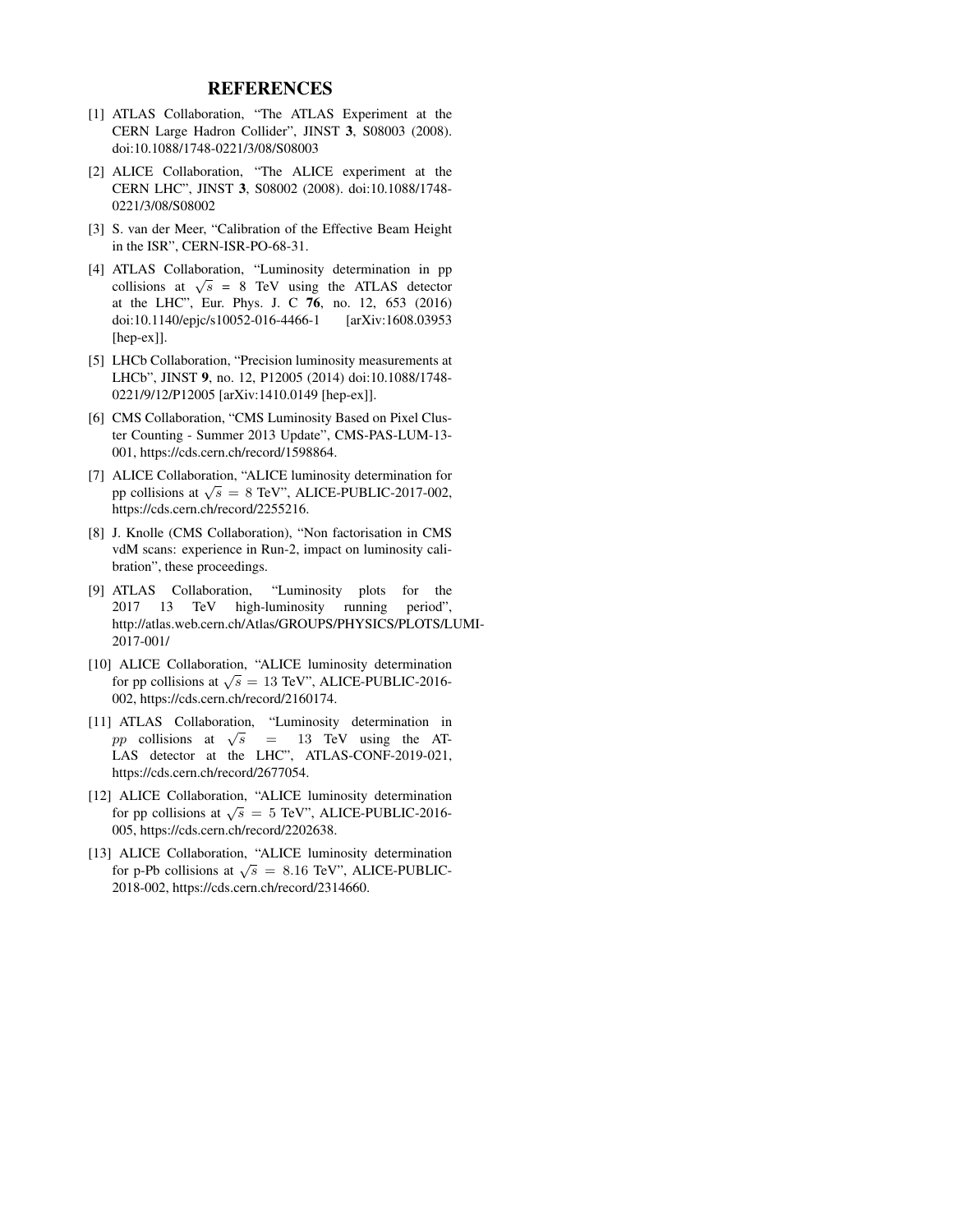## REFERENCES

[1] ATLAS Collaboration, "The ATLAS Experiment at the CERN Large Hadron Collider", JINST **3**, S08003 (2008). doi:10.1088/1748-0221/3/08/S08003

[2] ALICE Collaboration, "The ALICE experiment at the CERN LHC", JINST **3**, S08002 (2008). doi:10.1088/1748-0221/3/08/S08002

[3] S. van der Meer, "Calibration of the Effective Beam Height in the ISR", CERN-ISR-PO-68-31.

[4] ATLAS Collaboration, "Luminosity determination in pp collisions at $\sqrt{s}$ = 8 TeV using the ATLAS detector at the LHC", Eur. Phys. J. C **76**, no. 12, 653 (2016) doi:10.1140/epjc/s10052-016-4466-1 [arXiv:1608.03953 [hep-ex]].

[5] LHCb Collaboration, "Precision luminosity measurements at LHCb", JINST **9**, no. 12, P12005 (2014) doi:10.1088/1748-0221/9/12/P12005 [arXiv:1410.0149 [hep-ex]].

[6] CMS Collaboration, "CMS Luminosity Based on Pixel Cluster Counting - Summer 2013 Update", CMS-PAS-LUM-13-001, https://cds.cern.ch/record/1598864.

[7] ALICE Collaboration, "ALICE luminosity determination for pp collisions at $\sqrt{s} = 8$ TeV", ALICE-PUBLIC-2017-002, https://cds.cern.ch/record/2255216.

[8] J. Knolle (CMS Collaboration), "Non factorisation in CMS vdM scans: experience in Run-2, impact on luminosity calibration", these proceedings.

[9] ATLAS Collaboration, "Luminosity plots for the 2017 13 TeV high-luminosity running period", http://atlas.web.cern.ch/Atlas/GROUPS/PHYSICS/PLOTS/LUMI-2017-001/

[10] ALICE Collaboration, "ALICE luminosity determination for pp collisions at $\sqrt{s} = 13$ TeV", ALICE-PUBLIC-2016-002, https://cds.cern.ch/record/2160174.

[11] ATLAS Collaboration, "Luminosity determination in $pp$ collisions at $\sqrt{s}$ = 13 TeV using the ATLAS detector at the LHC", ATLAS-CONF-2019-021, https://cds.cern.ch/record/2677054.

[12] ALICE Collaboration, "ALICE luminosity determination for pp collisions at $\sqrt{s} = 5$ TeV", ALICE-PUBLIC-2016-005, https://cds.cern.ch/record/2202638.

[13] ALICE Collaboration, "ALICE luminosity determination for p-Pb collisions at $\sqrt{s} = 8.16$ TeV", ALICE-PUBLIC-2018-002, https://cds.cern.ch/record/2314660.